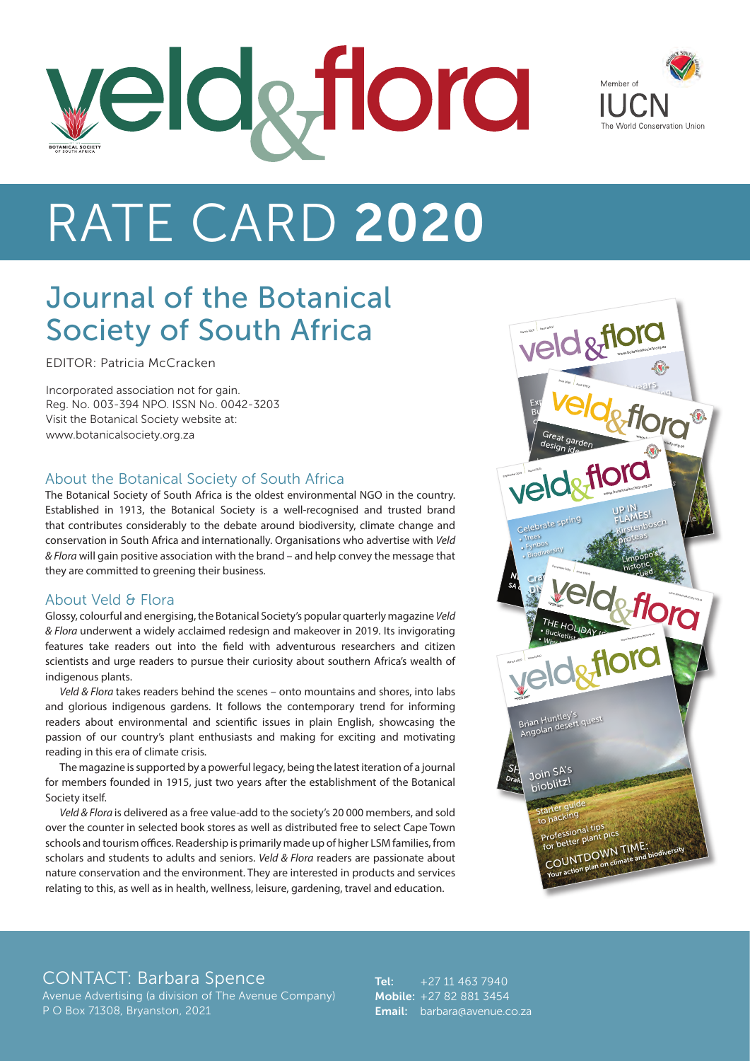# veld & flora

Member of IUCN The World Conservation Union

# RATE CARD 2020

## Journal of the Botanical Society of South Africa

EDITOR: Patricia McCracken

Incorporated association not for gain.
Reg. No. 003-394 NPO. ISSN No. 0042-3203
Visit the Botanical Society website at:
www.botanicalsociety.org.za

### About the Botanical Society of South Africa

The Botanical Society of South Africa is the oldest environmental NGO in the country. Established in 1913, the Botanical Society is a well-recognised and trusted brand that contributes considerably to the debate around biodiversity, climate change and conservation in South Africa and internationally. Organisations who advertise with *Veld & Flora* will gain positive association with the brand – and help convey the message that they are committed to greening their business.

### About Veld & Flora

Glossy, colourful and energising, the Botanical Society's popular quarterly magazine *Veld & Flora* underwent a widely acclaimed redesign and makeover in 2019. Its invigorating features take readers out into the field with adventurous researchers and citizen scientists and urge readers to pursue their curiosity about southern Africa's wealth of indigenous plants.

*Veld & Flora* takes readers behind the scenes – onto mountains and shores, into labs and glorious indigenous gardens. It follows the contemporary trend for informing readers about environmental and scientific issues in plain English, showcasing the passion of our country's plant enthusiasts and making for exciting and motivating reading in this era of climate crisis.

The magazine is supported by a powerful legacy, being the latest iteration of a journal for members founded in 1915, just two years after the establishment of the Botanical Society itself.

*Veld & Flora* is delivered as a free value-add to the society's 20 000 members, and sold over the counter in selected book stores as well as distributed free to select Cape Town schools and tourism offices. Readership is primarily made up of higher LSM families, from scholars and students to adults and seniors. *Veld & Flora* readers are passionate about nature conservation and the environment. They are interested in products and services relating to this, as well as in health, wellness, leisure, gardening, travel and education.

## CONTACT: Barbara Spence

Avenue Advertising (a division of The Avenue Company)
P O Box 71308, Bryanston, 2021

**Tel:** +27 11 463 7940
**Mobile:** +27 82 881 3454
**Email:** barbara@avenue.co.za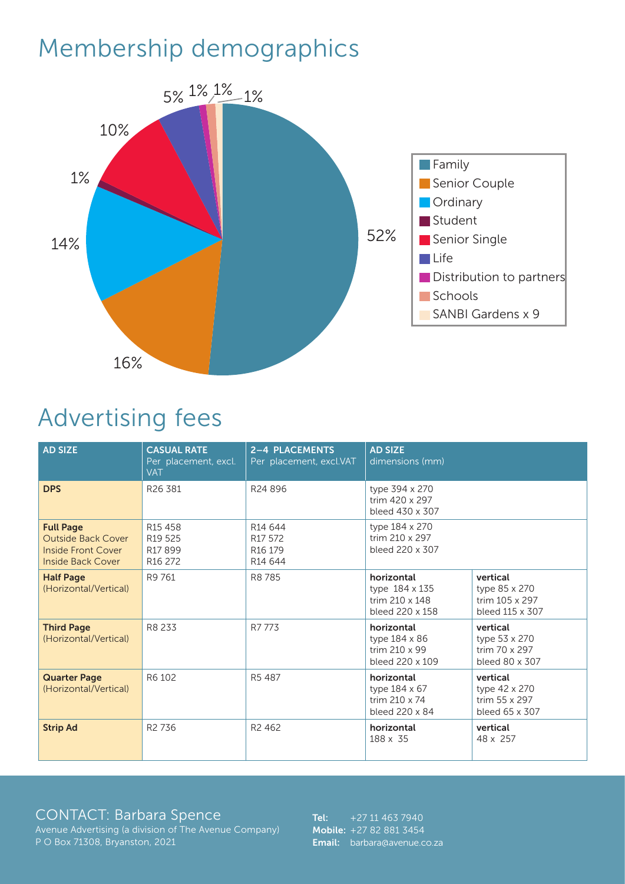# Membership demographics

52%
16%
14%
1%
10%
5%
1%
1%
1%

- Family
- Senior Couple
- Ordinary
- Student
- Senior Single
- Life
- Distribution to partners
- Schools
- SANBI Gardens x 9

# Advertising fees

| AD SIZE | CASUAL RATE Per placement, excl. VAT | 2–4 PLACEMENTS Per placement, excl.VAT | AD SIZE dimensions (mm) | |
|---|---|---|---|---|
| **DPS** | R26 381 | R24 896 | type 394 x 270<br>trim 420 x 297<br>bleed 430 x 307 | |
| **Full Page**<br>Outside Back Cover<br>Inside Front Cover<br>Inside Back Cover | R15 458<br>R19 525<br>R17 899<br>R16 272 | R14 644<br>R17 572<br>R16 179<br>R14 644 | type 184 x 270<br>trim 210 x 297<br>bleed 220 x 307 | |
| **Half Page** (Horizontal/Vertical) | R9 761 | R8 785 | **horizontal**<br>type 184 x 135<br>trim 210 x 148<br>bleed 220 x 158 | **vertical**<br>type 85 x 270<br>trim 105 x 297<br>bleed 115 x 307 |
| **Third Page** (Horizontal/Vertical) | R8 233 | R7 773 | **horizontal**<br>type 184 x 86<br>trim 210 x 99<br>bleed 220 x 109 | **vertical**<br>type 53 x 270<br>trim 70 x 297<br>bleed 80 x 307 |
| **Quarter Page** (Horizontal/Vertical) | R6 102 | R5 487 | **horizontal**<br>type 184 x 67<br>trim 210 x 74<br>bleed 220 x 84 | **vertical**<br>type 42 x 270<br>trim 55 x 297<br>bleed 65 x 307 |
| **Strip Ad** | R2 736 | R2 462 | **horizontal**<br>188 x 35 | **vertical**<br>48 x 257 |

CONTACT: Barbara Spence
Avenue Advertising (a division of The Avenue Company)
P O Box 71308, Bryanston, 2021

**Tel:** +27 11 463 7940
**Mobile:** +27 82 881 3454
**Email:** barbara@avenue.co.za